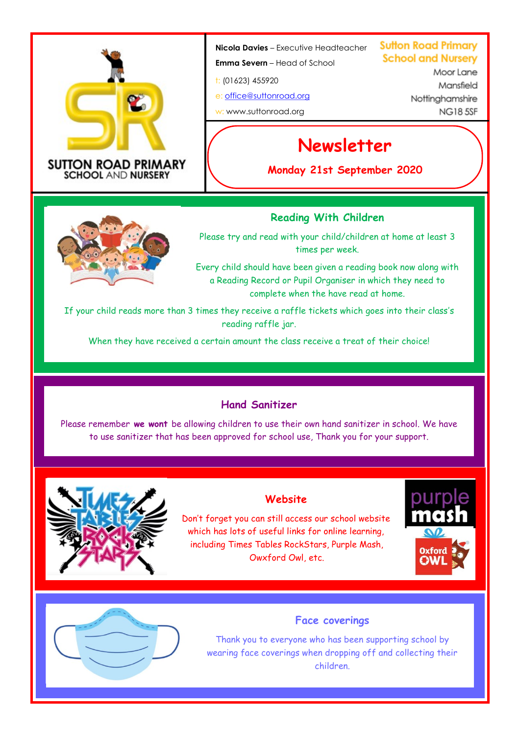SUTTON ROAD PRIMARY SCHOOL AND NURSERY

**Nicola Davies** – Executive Headteacher

**Emma Severn** – Head of School

t: (01623) 455920

e: office@suttonroad.org

w: www.suttonroad.org

Sutton Road Primary School and Nursery
Moor Lane
Mansfield
Nottinghamshire
NG18 5SF

# Newsletter

**Monday 21st September 2020**

## Reading With Children

Please try and read with your child/children at home at least 3 times per week.

Every child should have been given a reading book now along with a Reading Record or Pupil Organiser in which they need to complete when the have read at home.

If your child reads more than 3 times they receive a raffle tickets which goes into their class's reading raffle jar.

When they have received a certain amount the class receive a treat of their choice!

## Hand Sanitizer

Please remember **we wont** be allowing children to use their own hand sanitizer in school. We have to use sanitizer that has been approved for school use, Thank you for your support.

## Website

Don't forget you can still access our school website which has lots of useful links for online learning, including Times Tables RockStars, Purple Mash, Owxford Owl, etc.

## Face coverings

Thank you to everyone who has been supporting school by wearing face coverings when dropping off and collecting their children.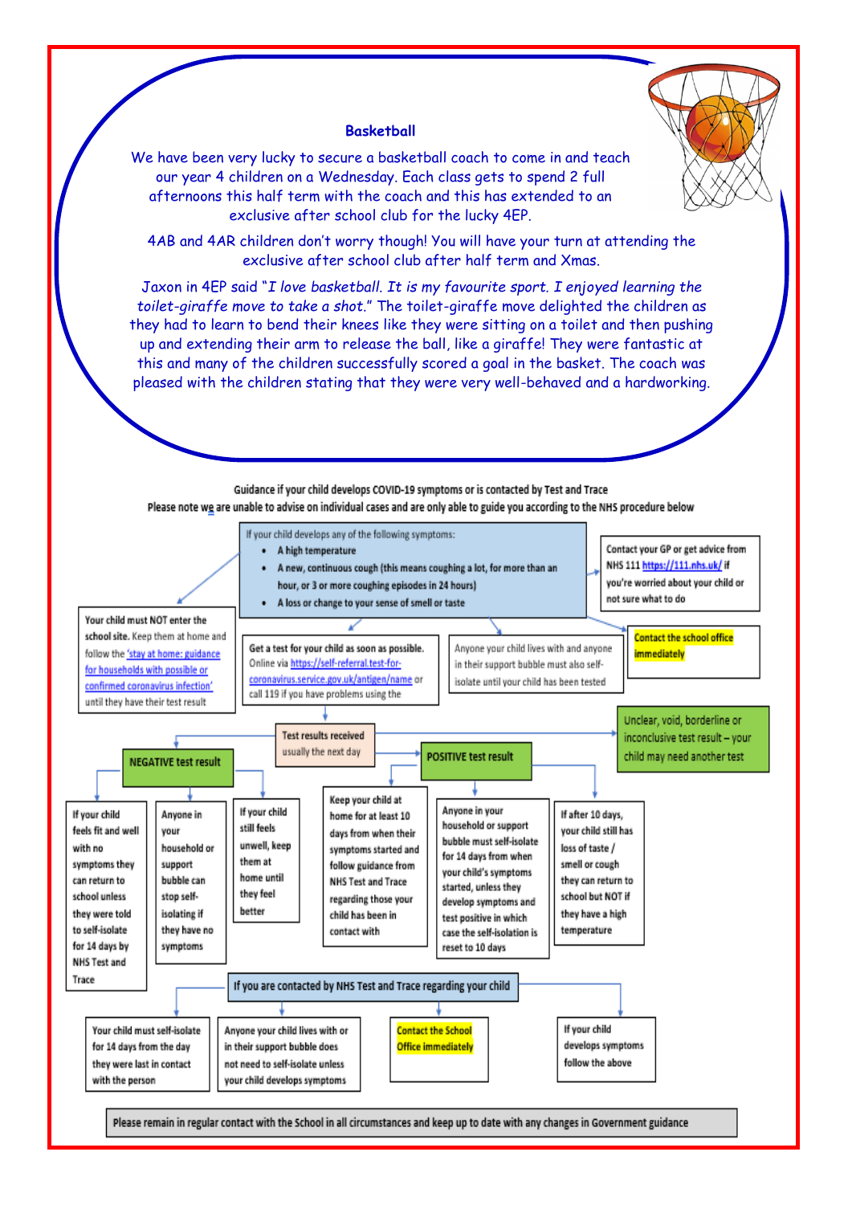## Basketball

We have been very lucky to secure a basketball coach to come in and teach our year 4 children on a Wednesday. Each class gets to spend 2 full afternoons this half term with the coach and this has extended to an exclusive after school club for the lucky 4EP.

4AB and 4AR children don't worry though! You will have your turn at attending the exclusive after school club after half term and Xmas.

Jaxon in 4EP said "*I love basketball. It is my favourite sport. I enjoyed learning the toilet-giraffe move to take a shot.*" The toilet-giraffe move delighted the children as they had to learn to bend their knees like they were sitting on a toilet and then pushing up and extending their arm to release the ball, like a giraffe! They were fantastic at this and many of the children successfully scored a goal in the basket. The coach was pleased with the children stating that they were very well-behaved and a hardworking.

### Guidance if your child develops COVID-19 symptoms or is contacted by Test and Trace

Please note we are unable to advise on individual cases and are only able to guide you according to the NHS procedure below

**If your child develops any of the following symptoms:**

- A high temperature
- A new, continuous cough (this means coughing a lot, for more than an hour, or 3 or more coughing episodes in 24 hours)
- A loss or change to your sense of smell or taste

Then:

- Your child must NOT enter the school site. Keep them at home and follow the 'stay at home: guidance for households with possible or confirmed coronavirus infection' until they have their test result
- Get a test for your child as soon as possible. Online via https://self-referral.test-for-coronavirus.service.gov.uk/antigen/name or call 119 if you have problems using the
- Anyone your child lives with and anyone in their support bubble must also self-isolate until your child has been tested
- Contact your GP or get advice from NHS 111 https://111.nhs.uk/ if you're worried about your child or not sure what to do
- **Contact the school office immediately**

**Test results received** – usually the next day

**NEGATIVE test result**

- If your child feels fit and well with no symptoms they can return to school unless they were told to self-isolate for 14 days by NHS Test and Trace
- Anyone in your household or support bubble can stop self-isolating if they have no symptoms
- If your child still feels unwell, keep them at home until they feel better

**POSITIVE test result**

- Keep your child at home for at least 10 days from when their symptoms started and follow guidance from NHS Test and Trace regarding those your child has been in contact with
- Anyone in your household or support bubble must self-isolate for 14 days from when your child's symptoms started, unless they develop symptoms and test positive in which case the self-isolation is reset to 10 days
- If after 10 days, your child still has loss of taste / smell or cough they can return to school but NOT if they have a high temperature

**Unclear, void, borderline or inconclusive test result** – your child may need another test

**If you are contacted by NHS Test and Trace regarding your child**

- Your child must self-isolate for 14 days from the day they were last in contact with the person
- Anyone your child lives with or in their support bubble does not need to self-isolate unless your child develops symptoms
- **Contact the School Office immediately**
- If your child develops symptoms follow the above

Please remain in regular contact with the School in all circumstances and keep up to date with any changes in Government guidance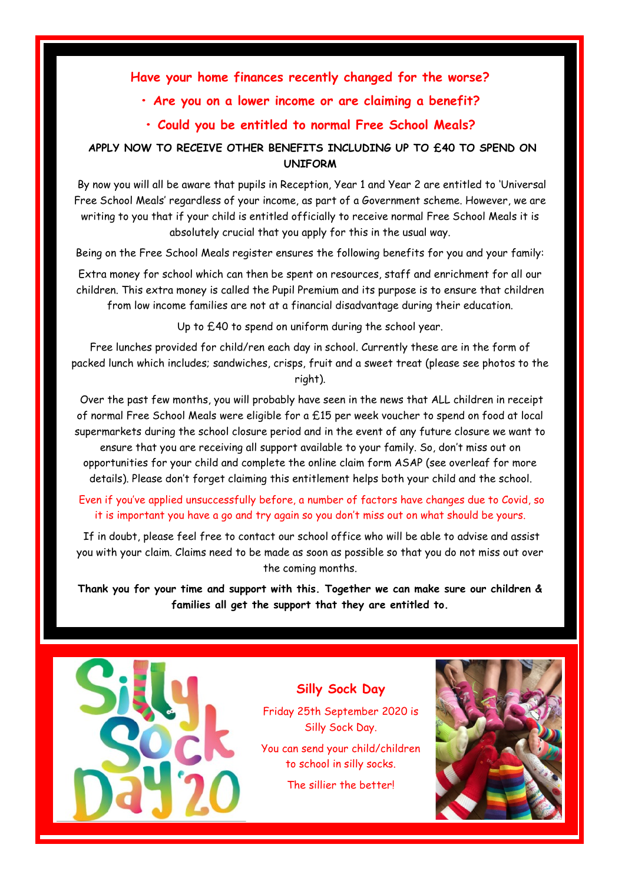## Have your home finances recently changed for the worse?

- **Are you on a lower income or are claiming a benefit?**
- **Could you be entitled to normal Free School Meals?**

**APPLY NOW TO RECEIVE OTHER BENEFITS INCLUDING UP TO £40 TO SPEND ON UNIFORM**

By now you will all be aware that pupils in Reception, Year 1 and Year 2 are entitled to 'Universal Free School Meals' regardless of your income, as part of a Government scheme. However, we are writing to you that if your child is entitled officially to receive normal Free School Meals it is absolutely crucial that you apply for this in the usual way.

Being on the Free School Meals register ensures the following benefits for you and your family:

Extra money for school which can then be spent on resources, staff and enrichment for all our children. This extra money is called the Pupil Premium and its purpose is to ensure that children from low income families are not at a financial disadvantage during their education.

Up to £40 to spend on uniform during the school year.

Free lunches provided for child/ren each day in school. Currently these are in the form of packed lunch which includes; sandwiches, crisps, fruit and a sweet treat (please see photos to the right).

Over the past few months, you will probably have seen in the news that ALL children in receipt of normal Free School Meals were eligible for a £15 per week voucher to spend on food at local supermarkets during the school closure period and in the event of any future closure we want to ensure that you are receiving all support available to your family. So, don't miss out on opportunities for your child and complete the online claim form ASAP (see overleaf for more details). Please don't forget claiming this entitlement helps both your child and the school.

Even if you've applied unsuccessfully before, a number of factors have changes due to Covid, so it is important you have a go and try again so you don't miss out on what should be yours.

If in doubt, please feel free to contact our school office who will be able to advise and assist you with your claim. Claims need to be made as soon as possible so that you do not miss out over the coming months.

**Thank you for your time and support with this. Together we can make sure our children & families all get the support that they are entitled to.**

## Silly Sock Day

Friday 25th September 2020 is Silly Sock Day.

You can send your child/children to school in silly socks.

The sillier the better!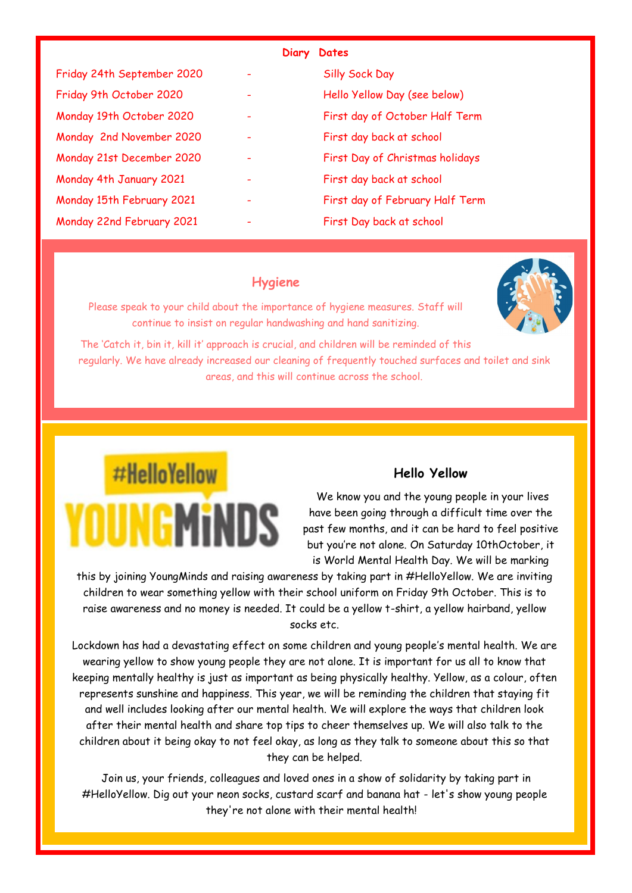## Diary Dates

| | | |
|---|---|---|
| Friday 24th September 2020 | - | Silly Sock Day |
| Friday 9th October 2020 | - | Hello Yellow Day (see below) |
| Monday 19th October 2020 | - | First day of October Half Term |
| Monday 2nd November 2020 | - | First day back at school |
| Monday 21st December 2020 | - | First Day of Christmas holidays |
| Monday 4th January 2021 | - | First day back at school |
| Monday 15th February 2021 | - | First day of February Half Term |
| Monday 22nd February 2021 | - | First Day back at school |

## Hygiene

Please speak to your child about the importance of hygiene measures. Staff will continue to insist on regular handwashing and hand sanitizing.

The 'Catch it, bin it, kill it' approach is crucial, and children will be reminded of this regularly. We have already increased our cleaning of frequently touched surfaces and toilet and sink areas, and this will continue across the school.

#HelloYellow YOUNGMINDS

## Hello Yellow

We know you and the young people in your lives have been going through a difficult time over the past few months, and it can be hard to feel positive but you're not alone. On Saturday 10thOctober, it is World Mental Health Day. We will be marking this by joining YoungMinds and raising awareness by taking part in #HelloYellow. We are inviting children to wear something yellow with their school uniform on Friday 9th October. This is to raise awareness and no money is needed. It could be a yellow t-shirt, a yellow hairband, yellow socks etc.

Lockdown has had a devastating effect on some children and young people's mental health. We are wearing yellow to show young people they are not alone. It is important for us all to know that keeping mentally healthy is just as important as being physically healthy. Yellow, as a colour, often represents sunshine and happiness. This year, we will be reminding the children that staying fit and well includes looking after our mental health. We will explore the ways that children look after their mental health and share top tips to cheer themselves up. We will also talk to the children about it being okay to not feel okay, as long as they talk to someone about this so that they can be helped.

Join us, your friends, colleagues and loved ones in a show of solidarity by taking part in #HelloYellow. Dig out your neon socks, custard scarf and banana hat - let's show young people they're not alone with their mental health!